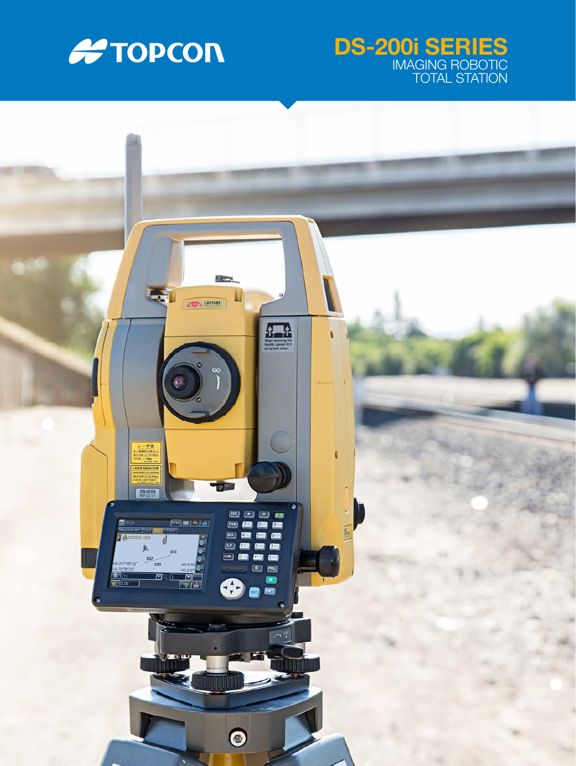TOPCON

# DS-200i SERIES

IMAGING ROBOTIC
TOTAL STATION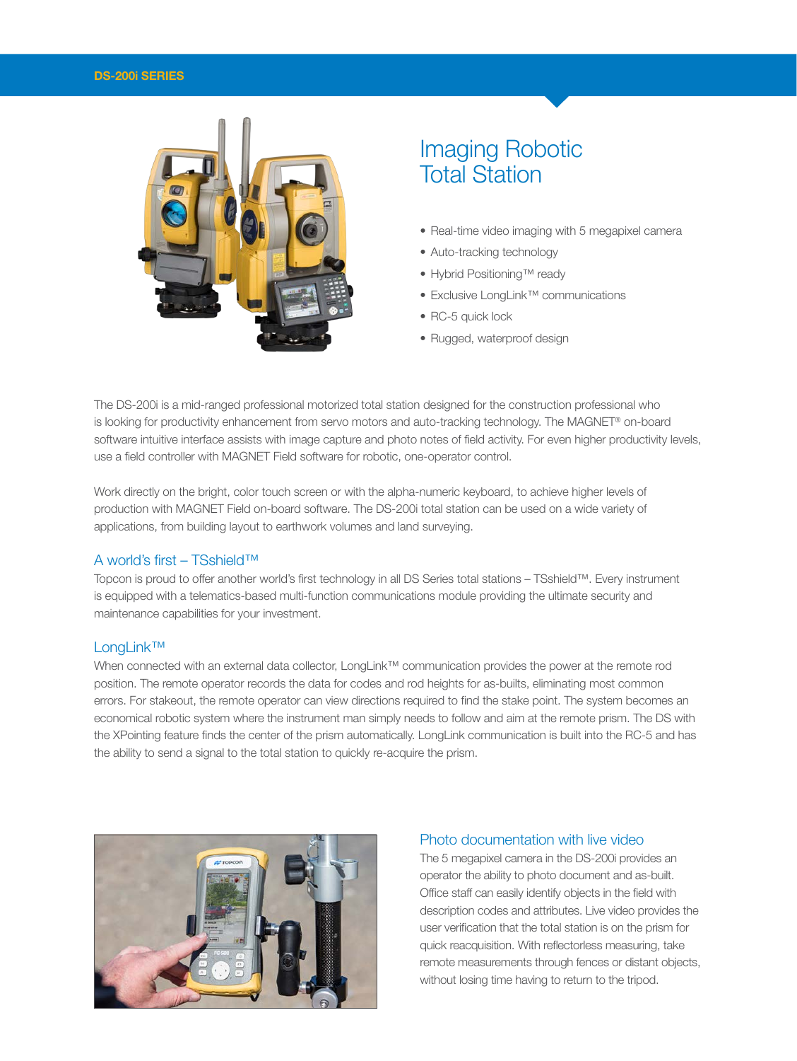DS-200i SERIES

# Imaging Robotic Total Station

- Real-time video imaging with 5 megapixel camera
- Auto-tracking technology
- Hybrid Positioning™ ready
- Exclusive LongLink™ communications
- RC-5 quick lock
- Rugged, waterproof design

The DS-200i is a mid-ranged professional motorized total station designed for the construction professional who is looking for productivity enhancement from servo motors and auto-tracking technology. The MAGNET® on-board software intuitive interface assists with image capture and photo notes of field activity. For even higher productivity levels, use a field controller with MAGNET Field software for robotic, one-operator control.

Work directly on the bright, color touch screen or with the alpha-numeric keyboard, to achieve higher levels of production with MAGNET Field on-board software. The DS-200i total station can be used on a wide variety of applications, from building layout to earthwork volumes and land surveying.

## A world's first – TSshield™

Topcon is proud to offer another world's first technology in all DS Series total stations – TSshield™. Every instrument is equipped with a telematics-based multi-function communications module providing the ultimate security and maintenance capabilities for your investment.

## LongLink™

When connected with an external data collector, LongLink™ communication provides the power at the remote rod position. The remote operator records the data for codes and rod heights for as-builts, eliminating most common errors. For stakeout, the remote operator can view directions required to find the stake point. The system becomes an economical robotic system where the instrument man simply needs to follow and aim at the remote prism. The DS with the XPointing feature finds the center of the prism automatically. LongLink communication is built into the RC-5 and has the ability to send a signal to the total station to quickly re-acquire the prism.

## Photo documentation with live video

The 5 megapixel camera in the DS-200i provides an operator the ability to photo document and as-built. Office staff can easily identify objects in the field with description codes and attributes. Live video provides the user verification that the total station is on the prism for quick reacquisition. With reflectorless measuring, take remote measurements through fences or distant objects, without losing time having to return to the tripod.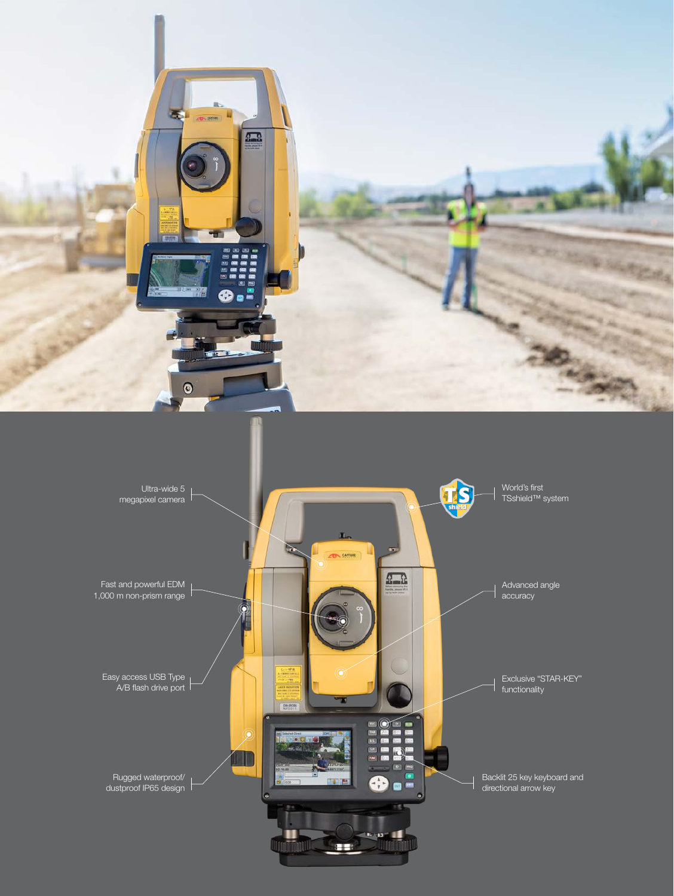Ultra-wide 5 megapixel camera

Fast and powerful EDM 1,000 m non-prism range

Easy access USB Type A/B flash drive port

Rugged waterproof/ dustproof IP65 design

World's first TSshield™ system

Advanced angle accuracy

Exclusive "STAR-KEY" functionality

Backlit 25 key keyboard and directional arrow key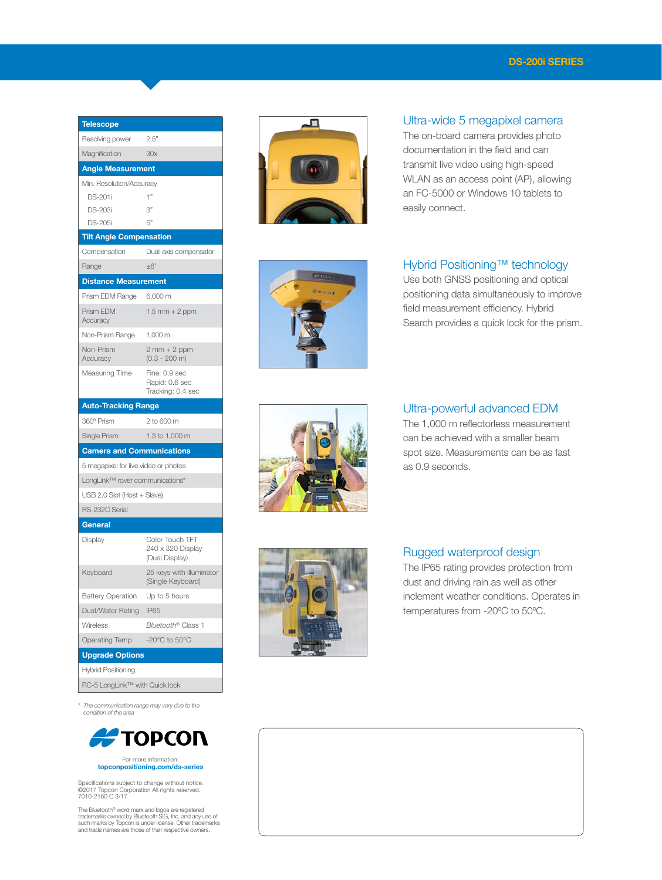| | |
|---|---|
| **Telescope** | |
| Resolving power | 2.5" |
| Magnification | 30x |
| **Angle Measurement** | |
| Min. Resolution/Accuracy | |
| DS-201i | 1" |
| DS-203i | 3" |
| DS-205i | 5" |
| **Tilt Angle Compensation** | |
| Compensation | Dual-axis compensator |
| Range | ±6' |
| **Distance Measurement** | |
| Prism EDM Range | 6,000 m |
| Prism EDM Accuracy | 1.5 mm + 2 ppm |
| Non-Prism Range | 1,000 m |
| Non-Prism Accuracy | 2 mm + 2 ppm (0.3 - 200 m) |
| Measuring Time | Fine: 0.9 sec<br>Rapid: 0.6 sec<br>Tracking: 0.4 sec |
| **Auto-Tracking Range** | |
| 360° Prism | 2 to 600 m |
| Single Prism | 1.3 to 1,000 m |
| **Camera and Communications** | |
| 5 megapixel for live video or photos | |
| LongLink™ rover communications* | |
| USB 2.0 Slot (Host + Slave) | |
| RS-232C Serial | |
| **General** | |
| Display | Color Touch TFT 240 x 320 Display (Dual Display) |
| Keyboard | 25 keys with illuminator (Single Keyboard) |
| Battery Operation | Up to 5 hours |
| Dust/Water Rating | IP65 |
| Wireless | *Bluetooth*® Class 1 |
| Operating Temp | -20°C to 50°C |
| **Upgrade Options** | |
| Hybrid Positioning | |
| RC-5 LongLink™ with Quick lock | |

\* *The communication range may vary due to the condition of the area*

## Ultra-wide 5 megapixel camera

The on-board camera provides photo documentation in the field and can transmit live video using high-speed WLAN as an access point (AP), allowing an FC-5000 or Windows 10 tablets to easily connect.

## Hybrid Positioning™ technology

Use both GNSS positioning and optical positioning data simultaneously to improve field measurement efficiency. Hybrid Search provides a quick lock for the prism.

## Ultra-powerful advanced EDM

The 1,000 m reflectorless measurement can be achieved with a smaller beam spot size. Measurements can be as fast as 0.9 seconds.

## Rugged waterproof design

The IP65 rating provides protection from dust and driving rain as well as other inclement weather conditions. Operates in temperatures from -20ºC to 50ºC.

TOPCON

For more information:
**topconpositioning.com/ds-series**

Specifications subject to change without notice.
©2017 Topcon Corporation All rights reserved.
7010-2160 C 3/17

The Bluetooth® word mark and logos are registered trademarks owned by Bluetooth SIG, Inc. and any use of such marks by Topcon is under license. Other trademarks and trade names are those of their respective owners.